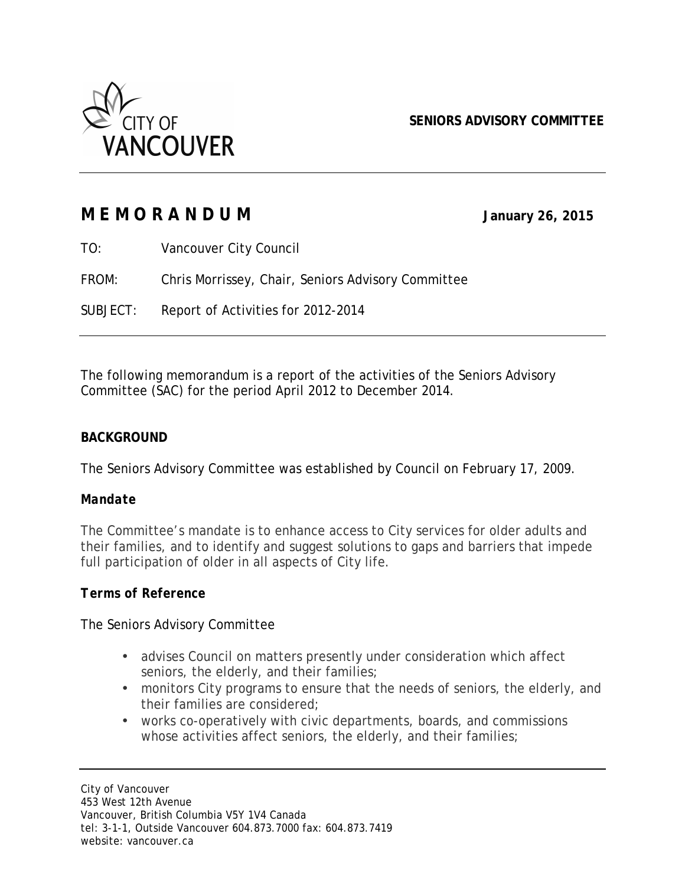CITY OF VANCOUVER

**SENIORS ADVISORY COMMITTEE**

# MEMORANDUM

**January 26, 2015**

TO: Vancouver City Council

FROM: Chris Morrissey, Chair, Seniors Advisory Committee

SUBJECT: Report of Activities for 2012-2014

The following memorandum is a report of the activities of the Seniors Advisory Committee (SAC) for the period April 2012 to December 2014.

## BACKGROUND

The Seniors Advisory Committee was established by Council on February 17, 2009.

### *Mandate*

The Committee's mandate is to enhance access to City services for older adults and their families, and to identify and suggest solutions to gaps and barriers that impede full participation of older in all aspects of City life.

### Terms of Reference

The Seniors Advisory Committee

- advises Council on matters presently under consideration which affect seniors, the elderly, and their families;
- monitors City programs to ensure that the needs of seniors, the elderly, and their families are considered;
- works co-operatively with civic departments, boards, and commissions whose activities affect seniors, the elderly, and their families;

City of Vancouver
453 West 12th Avenue
Vancouver, British Columbia V5Y 1V4 Canada
tel: 3-1-1, Outside Vancouver 604.873.7000 fax: 604.873.7419
website: vancouver.ca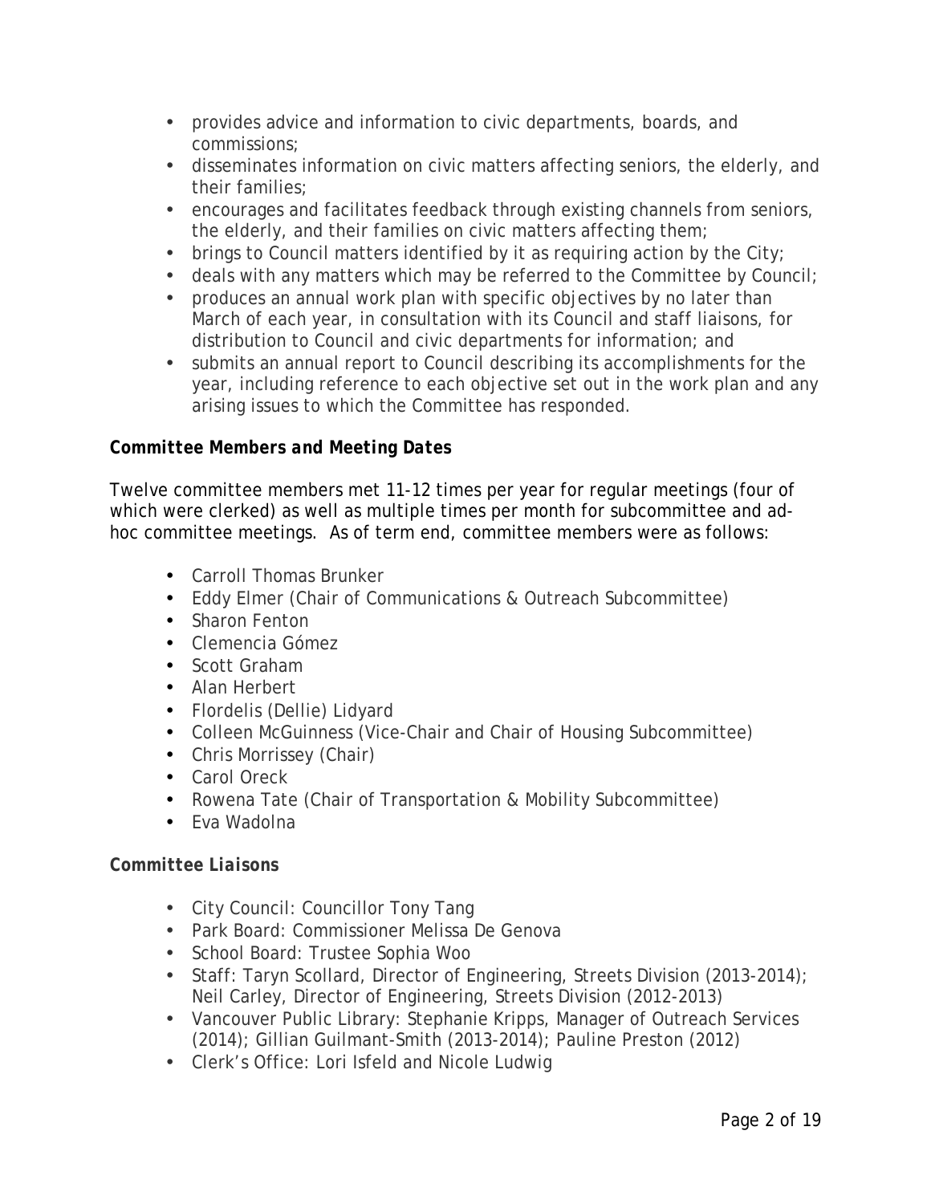- provides advice and information to civic departments, boards, and commissions;
- disseminates information on civic matters affecting seniors, the elderly, and their families;
- encourages and facilitates feedback through existing channels from seniors, the elderly, and their families on civic matters affecting them;
- brings to Council matters identified by it as requiring action by the City;
- deals with any matters which may be referred to the Committee by Council;
- produces an annual work plan with specific objectives by no later than March of each year, in consultation with its Council and staff liaisons, for distribution to Council and civic departments for information; and
- submits an annual report to Council describing its accomplishments for the year, including reference to each objective set out in the work plan and any arising issues to which the Committee has responded.

### *Committee Members and Meeting Dates*

Twelve committee members met 11-12 times per year for regular meetings (four of which were clerked) as well as multiple times per month for subcommittee and ad-hoc committee meetings. As of term end, committee members were as follows:

- Carroll Thomas Brunker
- Eddy Elmer (Chair of Communications & Outreach Subcommittee)
- Sharon Fenton
- Clemencia Gómez
- Scott Graham
- Alan Herbert
- Flordelis (Dellie) Lidyard
- Colleen McGuinness (Vice-Chair and Chair of Housing Subcommittee)
- Chris Morrissey (Chair)
- Carol Oreck
- Rowena Tate (Chair of Transportation & Mobility Subcommittee)
- Eva Wadolna

### *Committee Liaisons*

- City Council: Councillor Tony Tang
- Park Board: Commissioner Melissa De Genova
- School Board: Trustee Sophia Woo
- Staff: Taryn Scollard, Director of Engineering, Streets Division (2013-2014); Neil Carley, Director of Engineering, Streets Division (2012-2013)
- Vancouver Public Library: Stephanie Kripps, Manager of Outreach Services (2014); Gillian Guilmant-Smith (2013-2014); Pauline Preston (2012)
- Clerk's Office: Lori Isfeld and Nicole Ludwig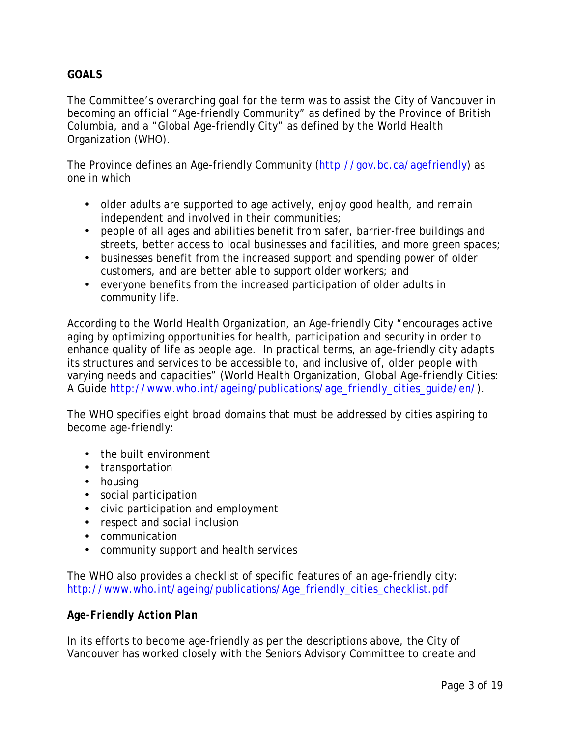## GOALS

The Committee's overarching goal for the term was to assist the City of Vancouver in becoming an official "Age-friendly Community" as defined by the Province of British Columbia, and a "Global Age-friendly City" as defined by the World Health Organization (WHO).

The Province defines an Age-friendly Community (http://gov.bc.ca/agefriendly) as one in which

- older adults are supported to age actively, enjoy good health, and remain independent and involved in their communities;
- people of all ages and abilities benefit from safer, barrier-free buildings and streets, better access to local businesses and facilities, and more green spaces;
- businesses benefit from the increased support and spending power of older customers, and are better able to support older workers; and
- everyone benefits from the increased participation of older adults in community life.

According to the World Health Organization, an Age-friendly City "encourages active aging by optimizing opportunities for health, participation and security in order to enhance quality of life as people age. In practical terms, an age-friendly city adapts its structures and services to be accessible to, and inclusive of, older people with varying needs and capacities" (World Health Organization, Global Age-friendly Cities: A Guide http://www.who.int/ageing/publications/age_friendly_cities_guide/en/).

The WHO specifies eight broad domains that must be addressed by cities aspiring to become age-friendly:

- the built environment
- transportation
- housing
- social participation
- civic participation and employment
- respect and social inclusion
- communication
- community support and health services

The WHO also provides a checklist of specific features of an age-friendly city: http://www.who.int/ageing/publications/Age_friendly_cities_checklist.pdf

### *Age-Friendly Action Plan*

In its efforts to become age-friendly as per the descriptions above, the City of Vancouver has worked closely with the Seniors Advisory Committee to create and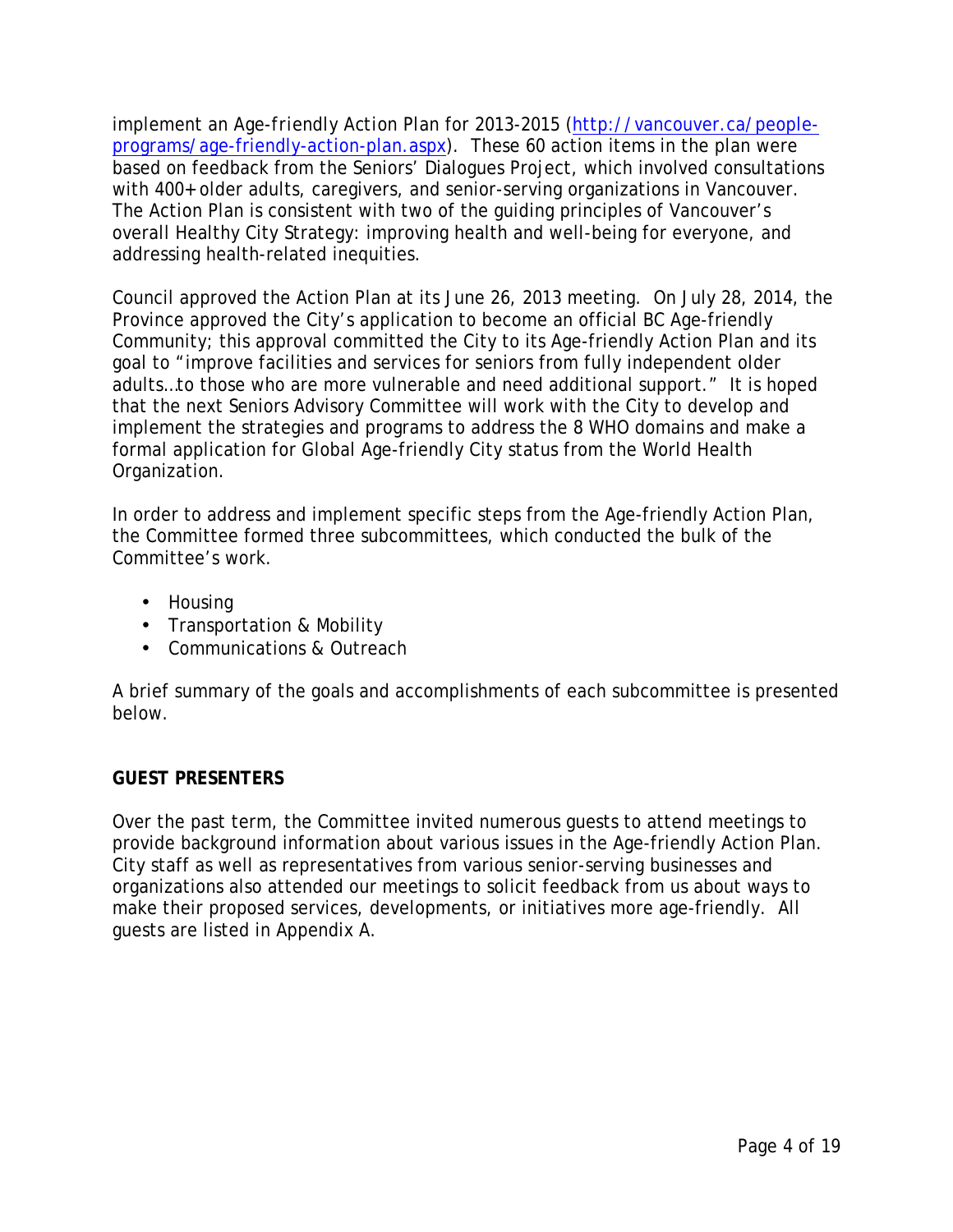implement an Age-friendly Action Plan for 2013-2015 ([http://vancouver.ca/people-programs/age-friendly-action-plan.aspx](http://vancouver.ca/people-programs/age-friendly-action-plan.aspx)). These 60 action items in the plan were based on feedback from the Seniors' Dialogues Project, which involved consultations with 400+ older adults, caregivers, and senior-serving organizations in Vancouver. The Action Plan is consistent with two of the guiding principles of Vancouver's overall Healthy City Strategy: improving health and well-being for everyone, and addressing health-related inequities.

Council approved the Action Plan at its June 26, 2013 meeting. On July 28, 2014, the Province approved the City's application to become an official BC Age-friendly Community; this approval committed the City to its Age-friendly Action Plan and its goal to "improve facilities and services for seniors from fully independent older adults…to those who are more vulnerable and need additional support." It is hoped that the next Seniors Advisory Committee will work with the City to develop and implement the strategies and programs to address the 8 WHO domains and make a formal application for Global Age-friendly City status from the World Health Organization.

In order to address and implement specific steps from the Age-friendly Action Plan, the Committee formed three subcommittees, which conducted the bulk of the Committee's work.

- Housing
- Transportation & Mobility
- Communications & Outreach

A brief summary of the goals and accomplishments of each subcommittee is presented below.

**GUEST PRESENTERS**

Over the past term, the Committee invited numerous guests to attend meetings to provide background information about various issues in the Age-friendly Action Plan. City staff as well as representatives from various senior-serving businesses and organizations also attended our meetings to solicit feedback from us about ways to make their proposed services, developments, or initiatives more age-friendly. All guests are listed in Appendix A.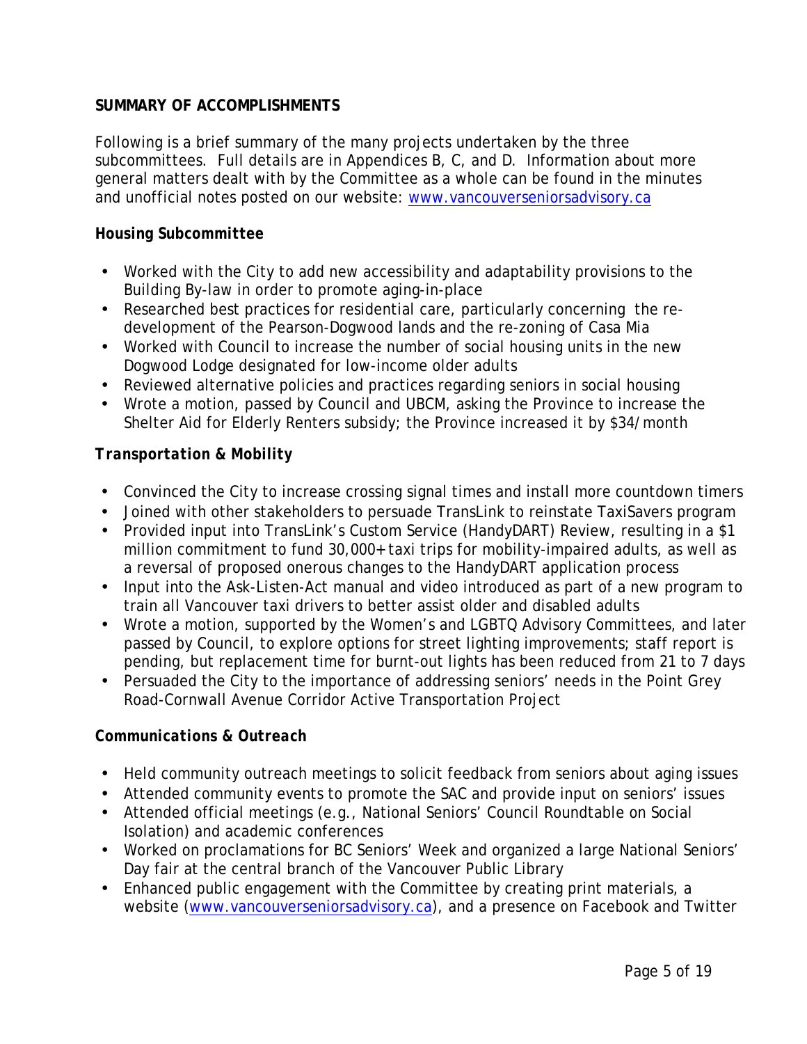## SUMMARY OF ACCOMPLISHMENTS

Following is a brief summary of the many projects undertaken by the three subcommittees. Full details are in Appendices B, C, and D. Information about more general matters dealt with by the Committee as a whole can be found in the minutes and unofficial notes posted on our website: www.vancouverseniorsadvisory.ca

### Housing Subcommittee

- Worked with the City to add new accessibility and adaptability provisions to the Building By-law in order to promote aging-in-place
- Researched best practices for residential care, particularly concerning the re-development of the Pearson-Dogwood lands and the re-zoning of Casa Mia
- Worked with Council to increase the number of social housing units in the new Dogwood Lodge designated for low-income older adults
- Reviewed alternative policies and practices regarding seniors in social housing
- Wrote a motion, passed by Council and UBCM, asking the Province to increase the Shelter Aid for Elderly Renters subsidy; the Province increased it by $34/month

### *Transportation & Mobility*

- Convinced the City to increase crossing signal times and install more countdown timers
- Joined with other stakeholders to persuade TransLink to reinstate TaxiSavers program
- Provided input into TransLink's Custom Service (HandyDART) Review, resulting in a $1 million commitment to fund 30,000+ taxi trips for mobility-impaired adults, as well as a reversal of proposed onerous changes to the HandyDART application process
- Input into the Ask-Listen-Act manual and video introduced as part of a new program to train all Vancouver taxi drivers to better assist older and disabled adults
- Wrote a motion, supported by the Women's and LGBTQ Advisory Committees, and later passed by Council, to explore options for street lighting improvements; staff report is pending, but replacement time for burnt-out lights has been reduced from 21 to 7 days
- Persuaded the City to the importance of addressing seniors' needs in the Point Grey Road-Cornwall Avenue Corridor Active Transportation Project

### *Communications & Outreach*

- Held community outreach meetings to solicit feedback from seniors about aging issues
- Attended community events to promote the SAC and provide input on seniors' issues
- Attended official meetings (e.g., National Seniors' Council Roundtable on Social Isolation) and academic conferences
- Worked on proclamations for BC Seniors' Week and organized a large National Seniors' Day fair at the central branch of the Vancouver Public Library
- Enhanced public engagement with the Committee by creating print materials, a website (www.vancouverseniorsadvisory.ca), and a presence on Facebook and Twitter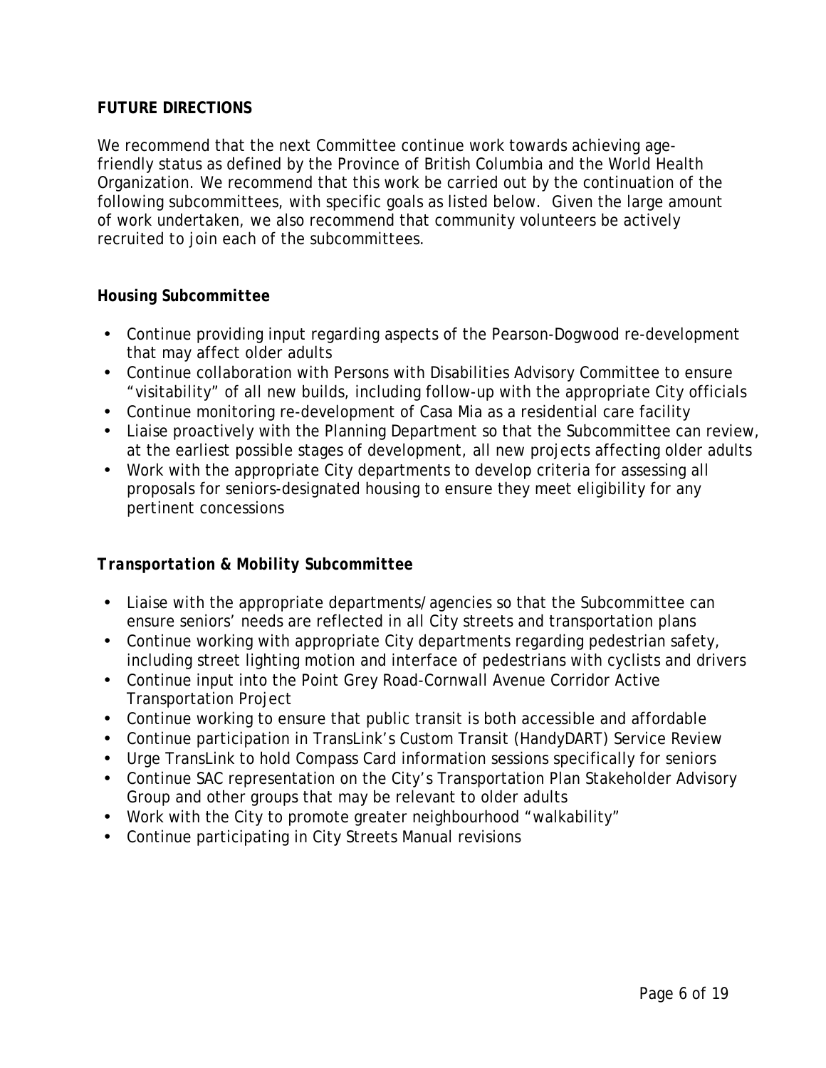## FUTURE DIRECTIONS

We recommend that the next Committee continue work towards achieving age-friendly status as defined by the Province of British Columbia and the World Health Organization. We recommend that this work be carried out by the continuation of the following subcommittees, with specific goals as listed below. Given the large amount of work undertaken, we also recommend that community volunteers be actively recruited to join each of the subcommittees.

### Housing Subcommittee

- Continue providing input regarding aspects of the Pearson-Dogwood re-development that may affect older adults
- Continue collaboration with Persons with Disabilities Advisory Committee to ensure "visitability" of all new builds, including follow-up with the appropriate City officials
- Continue monitoring re-development of Casa Mia as a residential care facility
- Liaise proactively with the Planning Department so that the Subcommittee can review, at the earliest possible stages of development, all new projects affecting older adults
- Work with the appropriate City departments to develop criteria for assessing all proposals for seniors-designated housing to ensure they meet eligibility for any pertinent concessions

### *Transportation & Mobility Subcommittee*

- Liaise with the appropriate departments/agencies so that the Subcommittee can ensure seniors' needs are reflected in all City streets and transportation plans
- Continue working with appropriate City departments regarding pedestrian safety, including street lighting motion and interface of pedestrians with cyclists and drivers
- Continue input into the Point Grey Road-Cornwall Avenue Corridor Active Transportation Project
- Continue working to ensure that public transit is both accessible and affordable
- Continue participation in TransLink's Custom Transit (HandyDART) Service Review
- Urge TransLink to hold Compass Card information sessions specifically for seniors
- Continue SAC representation on the City's Transportation Plan Stakeholder Advisory Group and other groups that may be relevant to older adults
- Work with the City to promote greater neighbourhood "walkability"
- Continue participating in City Streets Manual revisions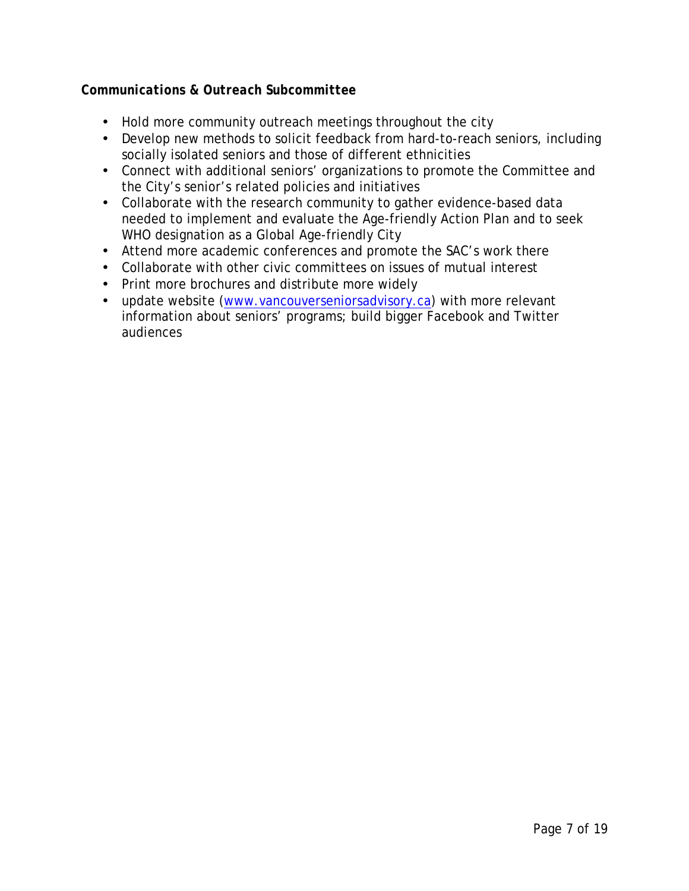***Communications & Outreach Subcommittee***

- Hold more community outreach meetings throughout the city
- Develop new methods to solicit feedback from hard-to-reach seniors, including socially isolated seniors and those of different ethnicities
- Connect with additional seniors' organizations to promote the Committee and the City's senior's related policies and initiatives
- Collaborate with the research community to gather evidence-based data needed to implement and evaluate the Age-friendly Action Plan and to seek WHO designation as a Global Age-friendly City
- Attend more academic conferences and promote the SAC's work there
- Collaborate with other civic committees on issues of mutual interest
- Print more brochures and distribute more widely
- update website ([www.vancouverseniorsadvisory.ca](http://www.vancouverseniorsadvisory.ca)) with more relevant information about seniors' programs; build bigger Facebook and Twitter audiences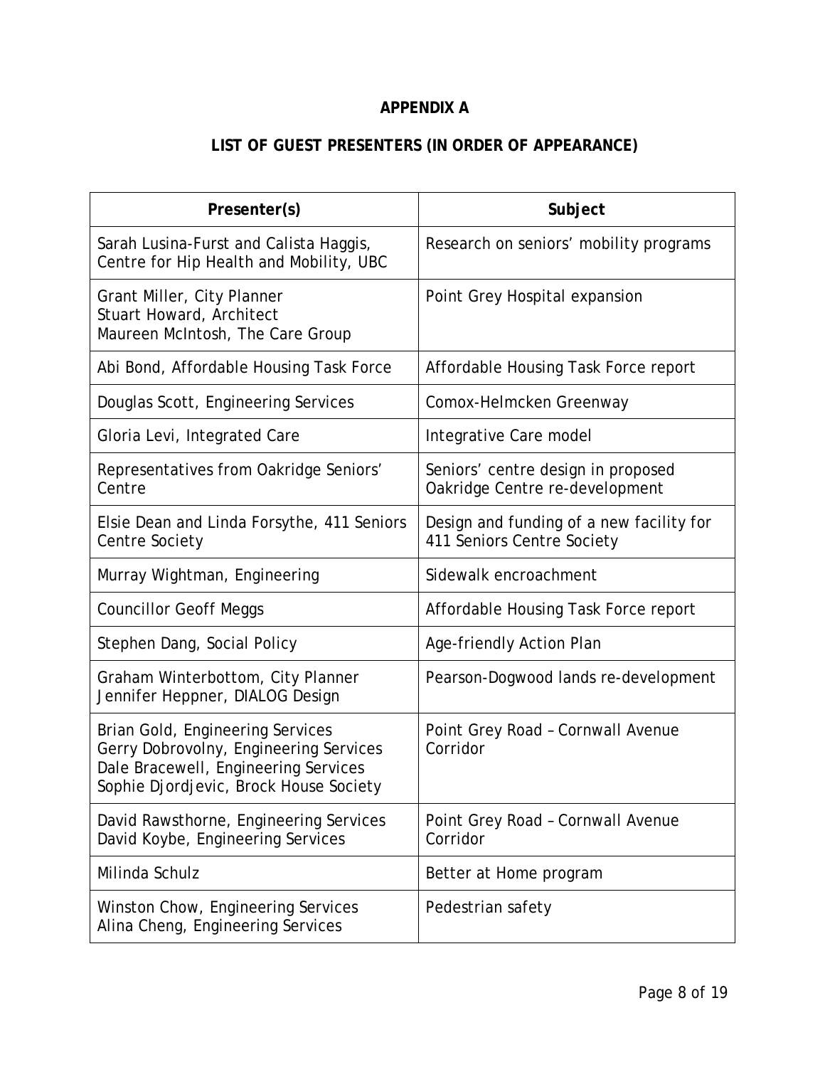# APPENDIX A

## LIST OF GUEST PRESENTERS (IN ORDER OF APPEARANCE)

| Presenter(s) | Subject |
| --- | --- |
| Sarah Lusina-Furst and Calista Haggis, Centre for Hip Health and Mobility, UBC | Research on seniors' mobility programs |
| Grant Miller, City Planner<br>Stuart Howard, Architect<br>Maureen McIntosh, The Care Group | Point Grey Hospital expansion |
| Abi Bond, Affordable Housing Task Force | Affordable Housing Task Force report |
| Douglas Scott, Engineering Services | Comox-Helmcken Greenway |
| Gloria Levi, Integrated Care | Integrative Care model |
| Representatives from Oakridge Seniors' Centre | Seniors' centre design in proposed Oakridge Centre re-development |
| Elsie Dean and Linda Forsythe, 411 Seniors Centre Society | Design and funding of a new facility for 411 Seniors Centre Society |
| Murray Wightman, Engineering | Sidewalk encroachment |
| Councillor Geoff Meggs | Affordable Housing Task Force report |
| Stephen Dang, Social Policy | Age-friendly Action Plan |
| Graham Winterbottom, City Planner<br>Jennifer Heppner, DIALOG Design | Pearson-Dogwood lands re-development |
| Brian Gold, Engineering Services<br>Gerry Dobrovolny, Engineering Services<br>Dale Bracewell, Engineering Services<br>Sophie Djordjevic, Brock House Society | Point Grey Road – Cornwall Avenue Corridor |
| David Rawsthorne, Engineering Services<br>David Koybe, Engineering Services | Point Grey Road – Cornwall Avenue Corridor |
| Milinda Schulz | Better at Home program |
| Winston Chow, Engineering Services<br>Alina Cheng, Engineering Services | Pedestrian safety |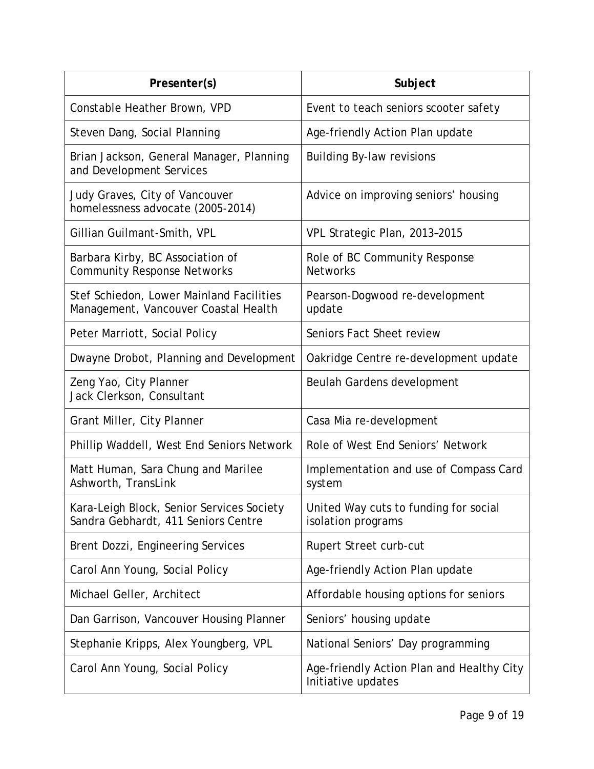| Presenter(s) | Subject |
|---|---|
| Constable Heather Brown, VPD | Event to teach seniors scooter safety |
| Steven Dang, Social Planning | Age-friendly Action Plan update |
| Brian Jackson, General Manager, Planning and Development Services | Building By-law revisions |
| Judy Graves, City of Vancouver homelessness advocate (2005-2014) | Advice on improving seniors' housing |
| Gillian Guilmant-Smith, VPL | VPL Strategic Plan, 2013–2015 |
| Barbara Kirby, BC Association of Community Response Networks | Role of BC Community Response Networks |
| Stef Schiedon, Lower Mainland Facilities Management, Vancouver Coastal Health | Pearson-Dogwood re-development update |
| Peter Marriott, Social Policy | Seniors Fact Sheet review |
| Dwayne Drobot, Planning and Development | Oakridge Centre re-development update |
| Zeng Yao, City Planner<br>Jack Clerkson, Consultant | Beulah Gardens development |
| Grant Miller, City Planner | Casa Mia re-development |
| Phillip Waddell, West End Seniors Network | Role of West End Seniors' Network |
| Matt Human, Sara Chung and Marilee Ashworth, TransLink | Implementation and use of Compass Card system |
| Kara-Leigh Block, Senior Services Society<br>Sandra Gebhardt, 411 Seniors Centre | United Way cuts to funding for social isolation programs |
| Brent Dozzi, Engineering Services | Rupert Street curb-cut |
| Carol Ann Young, Social Policy | Age-friendly Action Plan update |
| Michael Geller, Architect | Affordable housing options for seniors |
| Dan Garrison, Vancouver Housing Planner | Seniors' housing update |
| Stephanie Kripps, Alex Youngberg, VPL | National Seniors' Day programming |
| Carol Ann Young, Social Policy | Age-friendly Action Plan and Healthy City Initiative updates |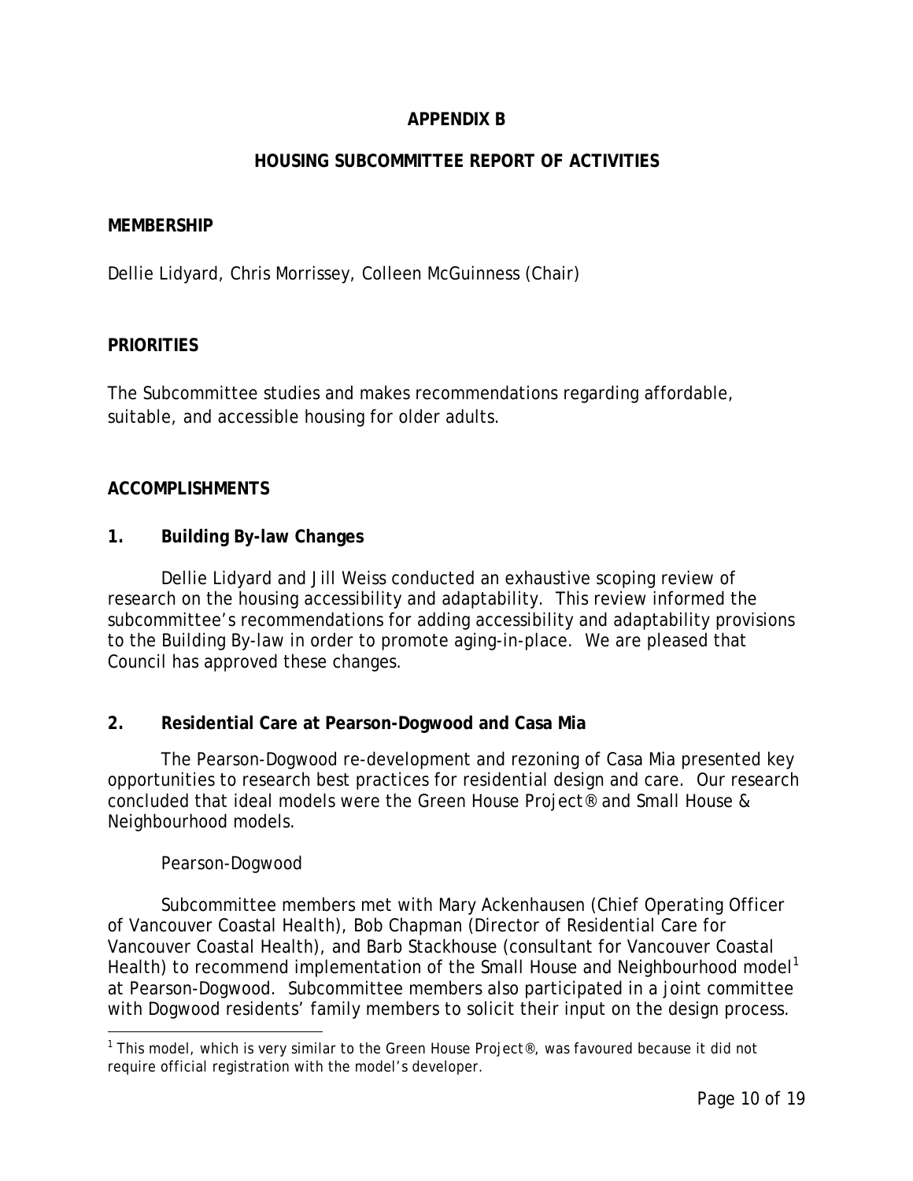# APPENDIX B

## HOUSING SUBCOMMITTEE REPORT OF ACTIVITIES

### MEMBERSHIP

Dellie Lidyard, Chris Morrissey, Colleen McGuinness (Chair)

### PRIORITIES

The Subcommittee studies and makes recommendations regarding affordable, suitable, and accessible housing for older adults.

### ACCOMPLISHMENTS

**1. Building By-law Changes**

Dellie Lidyard and Jill Weiss conducted an exhaustive scoping review of research on the housing accessibility and adaptability. This review informed the subcommittee's recommendations for adding accessibility and adaptability provisions to the Building By-law in order to promote aging-in-place. We are pleased that Council has approved these changes.

**2. Residential Care at Pearson-Dogwood and Casa Mia**

The Pearson-Dogwood re-development and rezoning of Casa Mia presented key opportunities to research best practices for residential design and care. Our research concluded that ideal models were the Green House Project® and Small House & Neighbourhood models.

Pearson-Dogwood

Subcommittee members met with Mary Ackenhausen (Chief Operating Officer of Vancouver Coastal Health), Bob Chapman (Director of Residential Care for Vancouver Coastal Health), and Barb Stackhouse (consultant for Vancouver Coastal Health) to recommend implementation of the Small House and Neighbourhood model[1] at Pearson-Dogwood. Subcommittee members also participated in a joint committee with Dogwood residents' family members to solicit their input on the design process.

[1] This model, which is very similar to the Green House Project®, was favoured because it did not require official registration with the model's developer.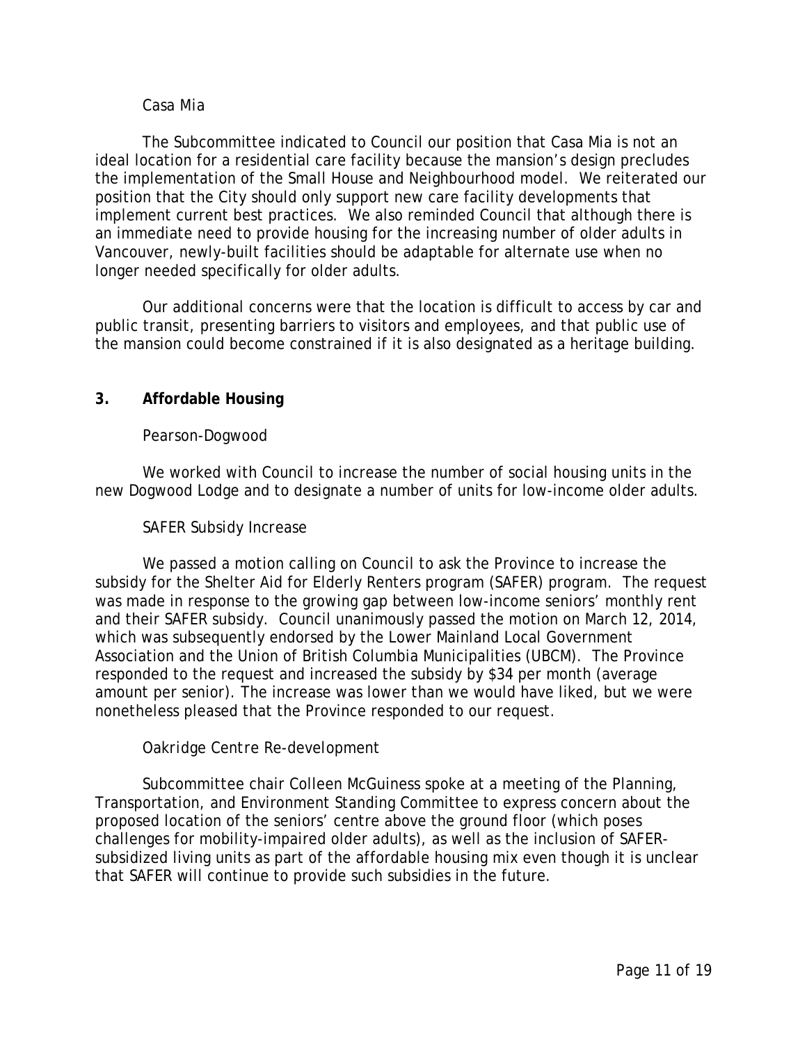### Casa Mia

The Subcommittee indicated to Council our position that Casa Mia is not an ideal location for a residential care facility because the mansion's design precludes the implementation of the Small House and Neighbourhood model. We reiterated our position that the City should only support new care facility developments that implement current best practices. We also reminded Council that although there is an immediate need to provide housing for the increasing number of older adults in Vancouver, newly-built facilities should be adaptable for alternate use when no longer needed specifically for older adults.

Our additional concerns were that the location is difficult to access by car and public transit, presenting barriers to visitors and employees, and that public use of the mansion could become constrained if it is also designated as a heritage building.

## 3. Affordable Housing

### Pearson-Dogwood

We worked with Council to increase the number of social housing units in the new Dogwood Lodge and to designate a number of units for low-income older adults.

### SAFER Subsidy Increase

We passed a motion calling on Council to ask the Province to increase the subsidy for the Shelter Aid for Elderly Renters program (SAFER) program. The request was made in response to the growing gap between low-income seniors' monthly rent and their SAFER subsidy. Council unanimously passed the motion on March 12, 2014, which was subsequently endorsed by the Lower Mainland Local Government Association and the Union of British Columbia Municipalities (UBCM). The Province responded to the request and increased the subsidy by $34 per month (average amount per senior). The increase was lower than we would have liked, but we were nonetheless pleased that the Province responded to our request.

### Oakridge Centre Re-development

Subcommittee chair Colleen McGuiness spoke at a meeting of the Planning, Transportation, and Environment Standing Committee to express concern about the proposed location of the seniors' centre above the ground floor (which poses challenges for mobility-impaired older adults), as well as the inclusion of SAFER-subsidized living units as part of the affordable housing mix even though it is unclear that SAFER will continue to provide such subsidies in the future.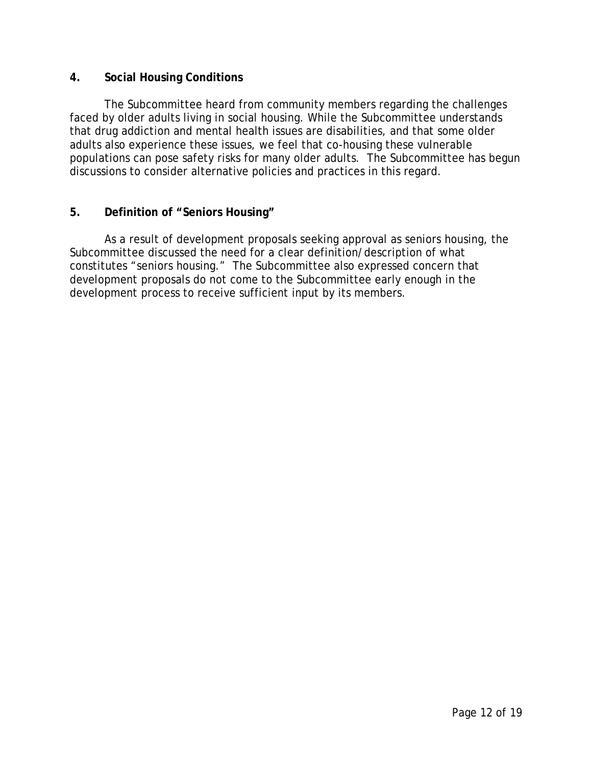**4. Social Housing Conditions**

The Subcommittee heard from community members regarding the challenges faced by older adults living in social housing. While the Subcommittee understands that drug addiction and mental health issues are disabilities, and that some older adults also experience these issues, we feel that co-housing these vulnerable populations can pose safety risks for many older adults. The Subcommittee has begun discussions to consider alternative policies and practices in this regard.

**5. Definition of "Seniors Housing"**

As a result of development proposals seeking approval as seniors housing, the Subcommittee discussed the need for a clear definition/description of what constitutes "seniors housing." The Subcommittee also expressed concern that development proposals do not come to the Subcommittee early enough in the development process to receive sufficient input by its members.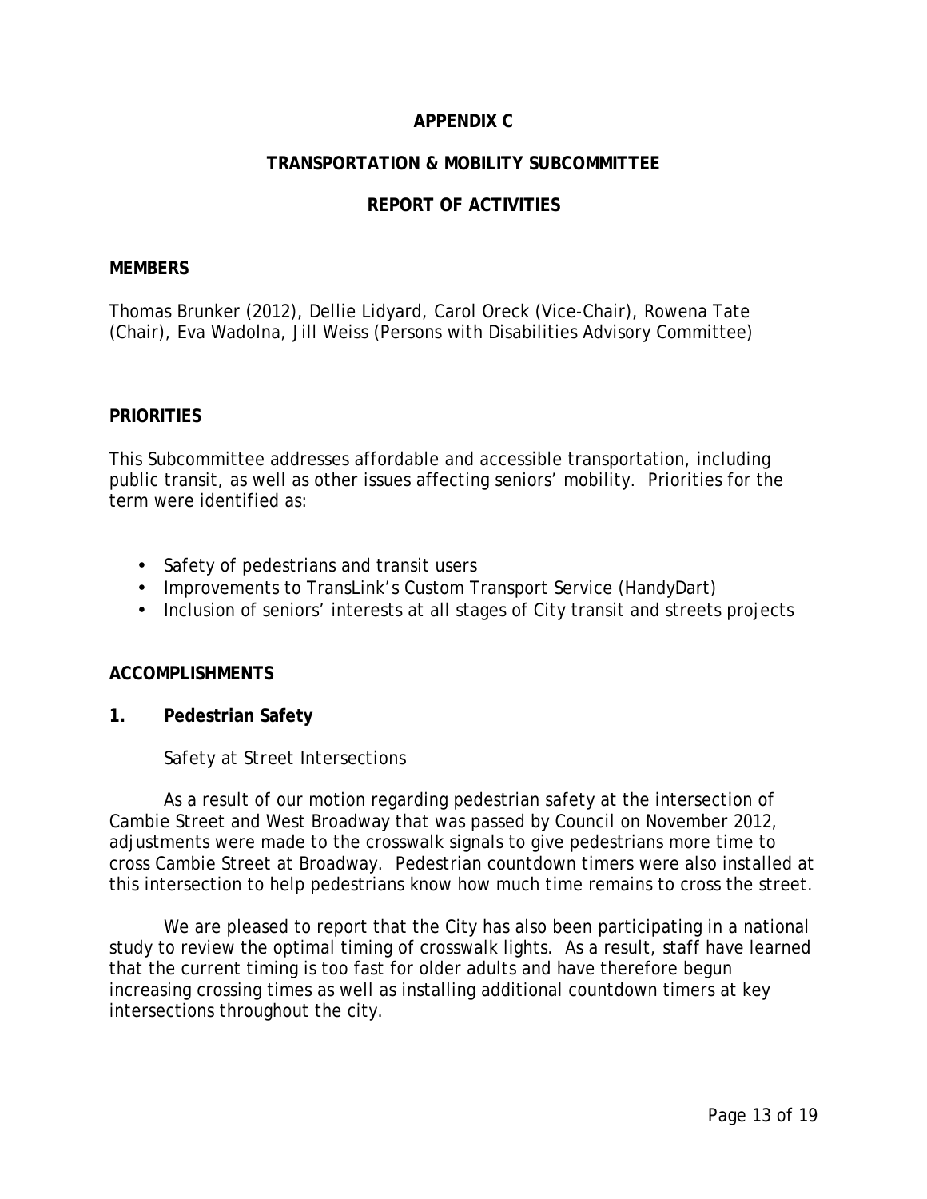**APPENDIX C**

**TRANSPORTATION & MOBILITY SUBCOMMITTEE**

**REPORT OF ACTIVITIES**

**MEMBERS**

Thomas Brunker (2012), Dellie Lidyard, Carol Oreck (Vice-Chair), Rowena Tate (Chair), Eva Wadolna, Jill Weiss (Persons with Disabilities Advisory Committee)

**PRIORITIES**

This Subcommittee addresses affordable and accessible transportation, including public transit, as well as other issues affecting seniors' mobility. Priorities for the term were identified as:

- Safety of pedestrians and transit users
- Improvements to TransLink's Custom Transport Service (HandyDart)
- Inclusion of seniors' interests at all stages of City transit and streets projects

**ACCOMPLISHMENTS**

**1. Pedestrian Safety**

*Safety at Street Intersections*

As a result of our motion regarding pedestrian safety at the intersection of Cambie Street and West Broadway that was passed by Council on November 2012, adjustments were made to the crosswalk signals to give pedestrians more time to cross Cambie Street at Broadway. Pedestrian countdown timers were also installed at this intersection to help pedestrians know how much time remains to cross the street.

We are pleased to report that the City has also been participating in a national study to review the optimal timing of crosswalk lights. As a result, staff have learned that the current timing is too fast for older adults and have therefore begun increasing crossing times as well as installing additional countdown timers at key intersections throughout the city.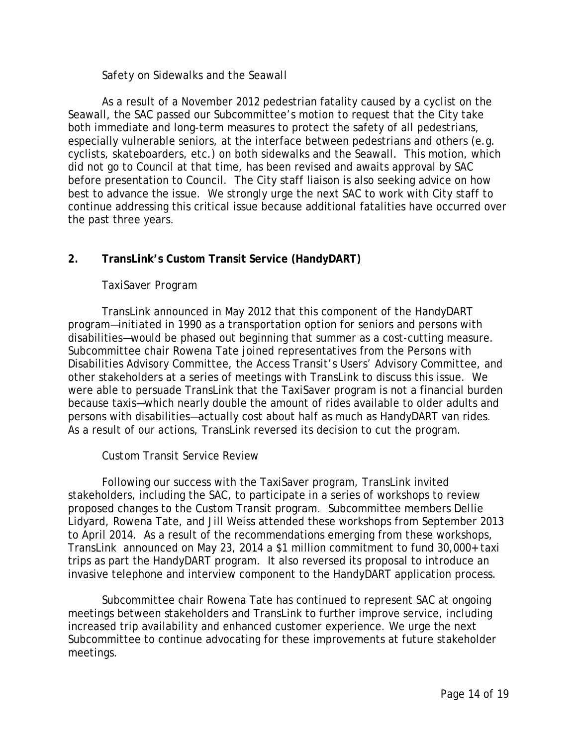### Safety on Sidewalks and the Seawall

As a result of a November 2012 pedestrian fatality caused by a cyclist on the Seawall, the SAC passed our Subcommittee's motion to request that the City take both immediate and long-term measures to protect the safety of all pedestrians, especially vulnerable seniors, at the interface between pedestrians and others (e.g. cyclists, skateboarders, etc.) on both sidewalks and the Seawall. This motion, which did not go to Council at that time, has been revised and awaits approval by SAC before presentation to Council. The City staff liaison is also seeking advice on how best to advance the issue. We strongly urge the next SAC to work with City staff to continue addressing this critical issue because additional fatalities have occurred over the past three years.

## 2. TransLink's Custom Transit Service (HandyDART)

### TaxiSaver Program

TransLink announced in May 2012 that this component of the HandyDART program—initiated in 1990 as a transportation option for seniors and persons with disabilities—would be phased out beginning that summer as a cost-cutting measure. Subcommittee chair Rowena Tate joined representatives from the Persons with Disabilities Advisory Committee, the Access Transit's Users' Advisory Committee, and other stakeholders at a series of meetings with TransLink to discuss this issue. We were able to persuade TransLink that the TaxiSaver program is not a financial burden because taxis—which nearly double the amount of rides available to older adults and persons with disabilities—actually cost about half as much as HandyDART van rides. As a result of our actions, TransLink reversed its decision to cut the program.

### Custom Transit Service Review

Following our success with the TaxiSaver program, TransLink invited stakeholders, including the SAC, to participate in a series of workshops to review proposed changes to the Custom Transit program. Subcommittee members Dellie Lidyard, Rowena Tate, and Jill Weiss attended these workshops from September 2013 to April 2014. As a result of the recommendations emerging from these workshops, TransLink announced on May 23, 2014 a $1 million commitment to fund 30,000+ taxi trips as part the HandyDART program. It also reversed its proposal to introduce an invasive telephone and interview component to the HandyDART application process.

Subcommittee chair Rowena Tate has continued to represent SAC at ongoing meetings between stakeholders and TransLink to further improve service, including increased trip availability and enhanced customer experience. We urge the next Subcommittee to continue advocating for these improvements at future stakeholder meetings.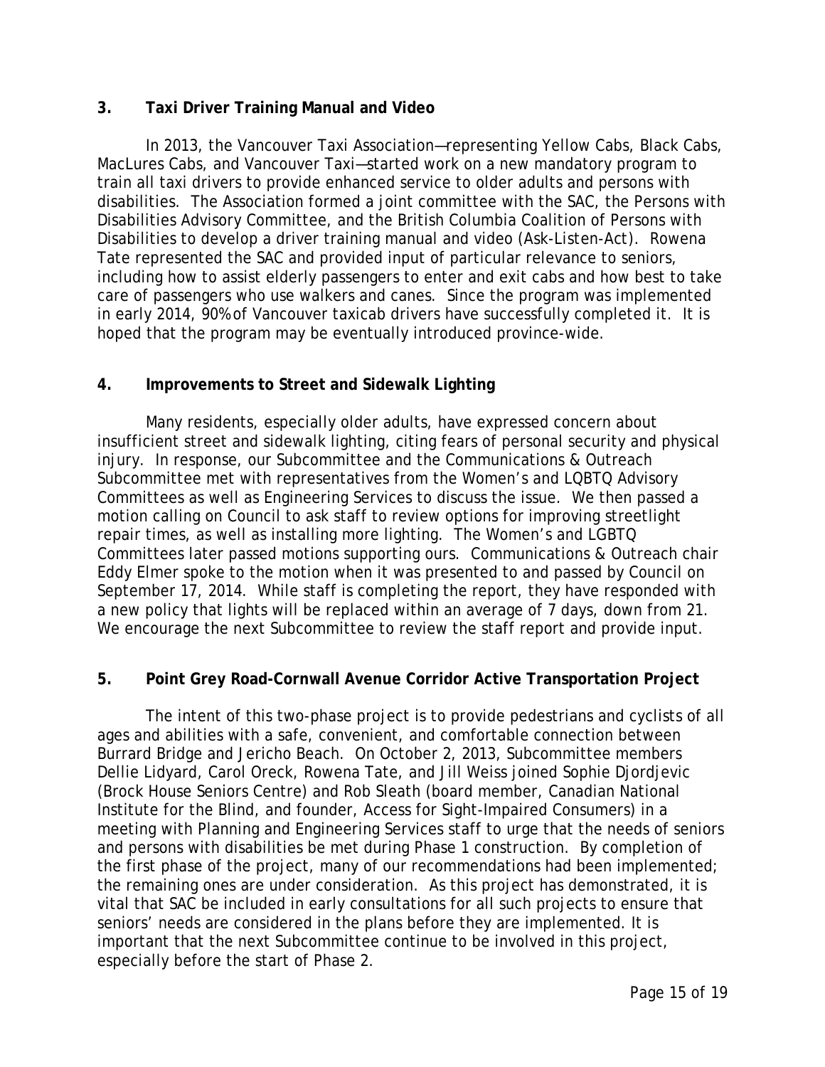### 3. Taxi Driver Training Manual and Video

In 2013, the Vancouver Taxi Association—representing Yellow Cabs, Black Cabs, MacLures Cabs, and Vancouver Taxi—started work on a new mandatory program to train all taxi drivers to provide enhanced service to older adults and persons with disabilities. The Association formed a joint committee with the SAC, the Persons with Disabilities Advisory Committee, and the British Columbia Coalition of Persons with Disabilities to develop a driver training manual and video (Ask-Listen-Act). Rowena Tate represented the SAC and provided input of particular relevance to seniors, including how to assist elderly passengers to enter and exit cabs and how best to take care of passengers who use walkers and canes. Since the program was implemented in early 2014, 90% of Vancouver taxicab drivers have successfully completed it. It is hoped that the program may be eventually introduced province-wide.

### 4. Improvements to Street and Sidewalk Lighting

Many residents, especially older adults, have expressed concern about insufficient street and sidewalk lighting, citing fears of personal security and physical injury. In response, our Subcommittee and the Communications & Outreach Subcommittee met with representatives from the Women's and LQBTQ Advisory Committees as well as Engineering Services to discuss the issue. We then passed a motion calling on Council to ask staff to review options for improving streetlight repair times, as well as installing more lighting. The Women's and LGBTQ Committees later passed motions supporting ours. Communications & Outreach chair Eddy Elmer spoke to the motion when it was presented to and passed by Council on September 17, 2014. While staff is completing the report, they have responded with a new policy that lights will be replaced within an average of 7 days, down from 21. We encourage the next Subcommittee to review the staff report and provide input.

### 5. Point Grey Road-Cornwall Avenue Corridor Active Transportation Project

The intent of this two-phase project is to provide pedestrians and cyclists of all ages and abilities with a safe, convenient, and comfortable connection between Burrard Bridge and Jericho Beach. On October 2, 2013, Subcommittee members Dellie Lidyard, Carol Oreck, Rowena Tate, and Jill Weiss joined Sophie Djordjevic (Brock House Seniors Centre) and Rob Sleath (board member, Canadian National Institute for the Blind, and founder, Access for Sight-Impaired Consumers) in a meeting with Planning and Engineering Services staff to urge that the needs of seniors and persons with disabilities be met during Phase 1 construction. By completion of the first phase of the project, many of our recommendations had been implemented; the remaining ones are under consideration. As this project has demonstrated, it is vital that SAC be included in early consultations for all such projects to ensure that seniors' needs are considered in the plans before they are implemented. It is important that the next Subcommittee continue to be involved in this project, especially before the start of Phase 2.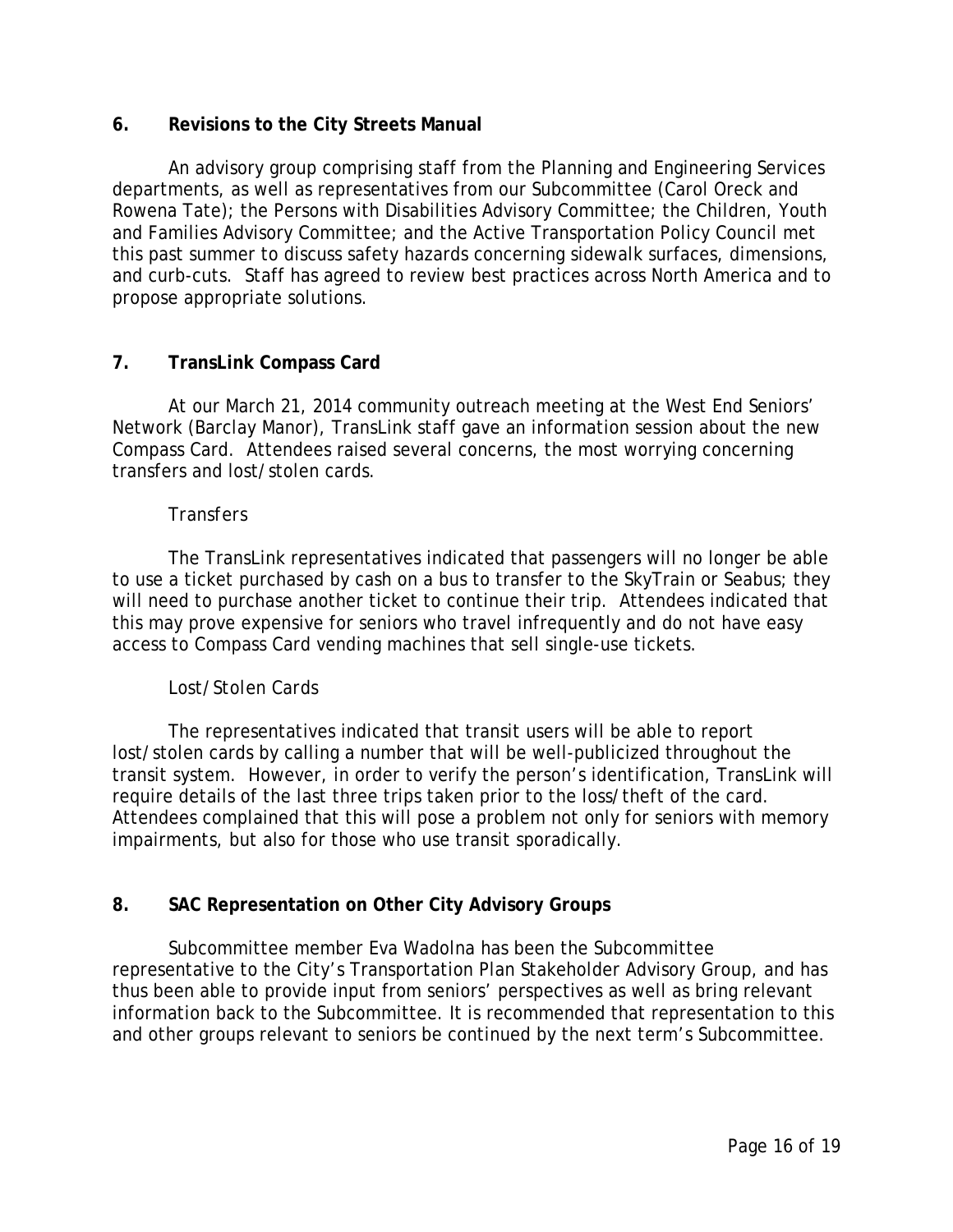## 6. Revisions to the City Streets Manual

An advisory group comprising staff from the Planning and Engineering Services departments, as well as representatives from our Subcommittee (Carol Oreck and Rowena Tate); the Persons with Disabilities Advisory Committee; the Children, Youth and Families Advisory Committee; and the Active Transportation Policy Council met this past summer to discuss safety hazards concerning sidewalk surfaces, dimensions, and curb-cuts. Staff has agreed to review best practices across North America and to propose appropriate solutions.

## 7. TransLink Compass Card

At our March 21, 2014 community outreach meeting at the West End Seniors' Network (Barclay Manor), TransLink staff gave an information session about the new Compass Card. Attendees raised several concerns, the most worrying concerning transfers and lost/stolen cards.

### Transfers

The TransLink representatives indicated that passengers will no longer be able to use a ticket purchased by cash on a bus to transfer to the SkyTrain or Seabus; they will need to purchase another ticket to continue their trip. Attendees indicated that this may prove expensive for seniors who travel infrequently and do not have easy access to Compass Card vending machines that sell single-use tickets.

### Lost/Stolen Cards

The representatives indicated that transit users will be able to report lost/stolen cards by calling a number that will be well-publicized throughout the transit system. However, in order to verify the person's identification, TransLink will require details of the last three trips taken prior to the loss/theft of the card. Attendees complained that this will pose a problem not only for seniors with memory impairments, but also for those who use transit sporadically.

## 8. SAC Representation on Other City Advisory Groups

Subcommittee member Eva Wadolna has been the Subcommittee representative to the City's Transportation Plan Stakeholder Advisory Group, and has thus been able to provide input from seniors' perspectives as well as bring relevant information back to the Subcommittee. It is recommended that representation to this and other groups relevant to seniors be continued by the next term's Subcommittee.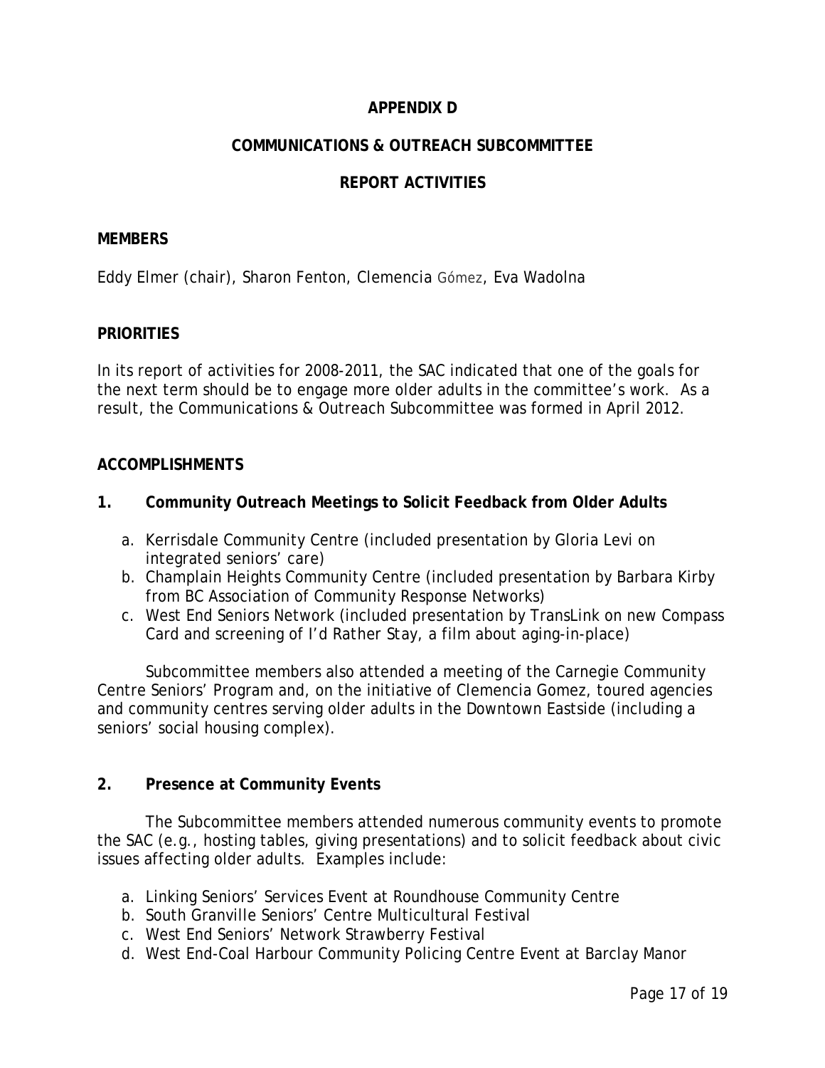# APPENDIX D

## COMMUNICATIONS & OUTREACH SUBCOMMITTEE

## REPORT ACTIVITIES

### MEMBERS

Eddy Elmer (chair), Sharon Fenton, Clemencia Gómez, Eva Wadolna

### PRIORITIES

In its report of activities for 2008-2011, the SAC indicated that one of the goals for the next term should be to engage more older adults in the committee's work. As a result, the Communications & Outreach Subcommittee was formed in April 2012.

### ACCOMPLISHMENTS

**1. Community Outreach Meetings to Solicit Feedback from Older Adults**

a. Kerrisdale Community Centre (included presentation by Gloria Levi on integrated seniors' care)
b. Champlain Heights Community Centre (included presentation by Barbara Kirby from BC Association of Community Response Networks)
c. West End Seniors Network (included presentation by TransLink on new Compass Card and screening of I'd Rather Stay, a film about aging-in-place)

Subcommittee members also attended a meeting of the Carnegie Community Centre Seniors' Program and, on the initiative of Clemencia Gomez, toured agencies and community centres serving older adults in the Downtown Eastside (including a seniors' social housing complex).

**2. Presence at Community Events**

The Subcommittee members attended numerous community events to promote the SAC (e.g., hosting tables, giving presentations) and to solicit feedback about civic issues affecting older adults. Examples include:

a. Linking Seniors' Services Event at Roundhouse Community Centre
b. South Granville Seniors' Centre Multicultural Festival
c. West End Seniors' Network Strawberry Festival
d. West End-Coal Harbour Community Policing Centre Event at Barclay Manor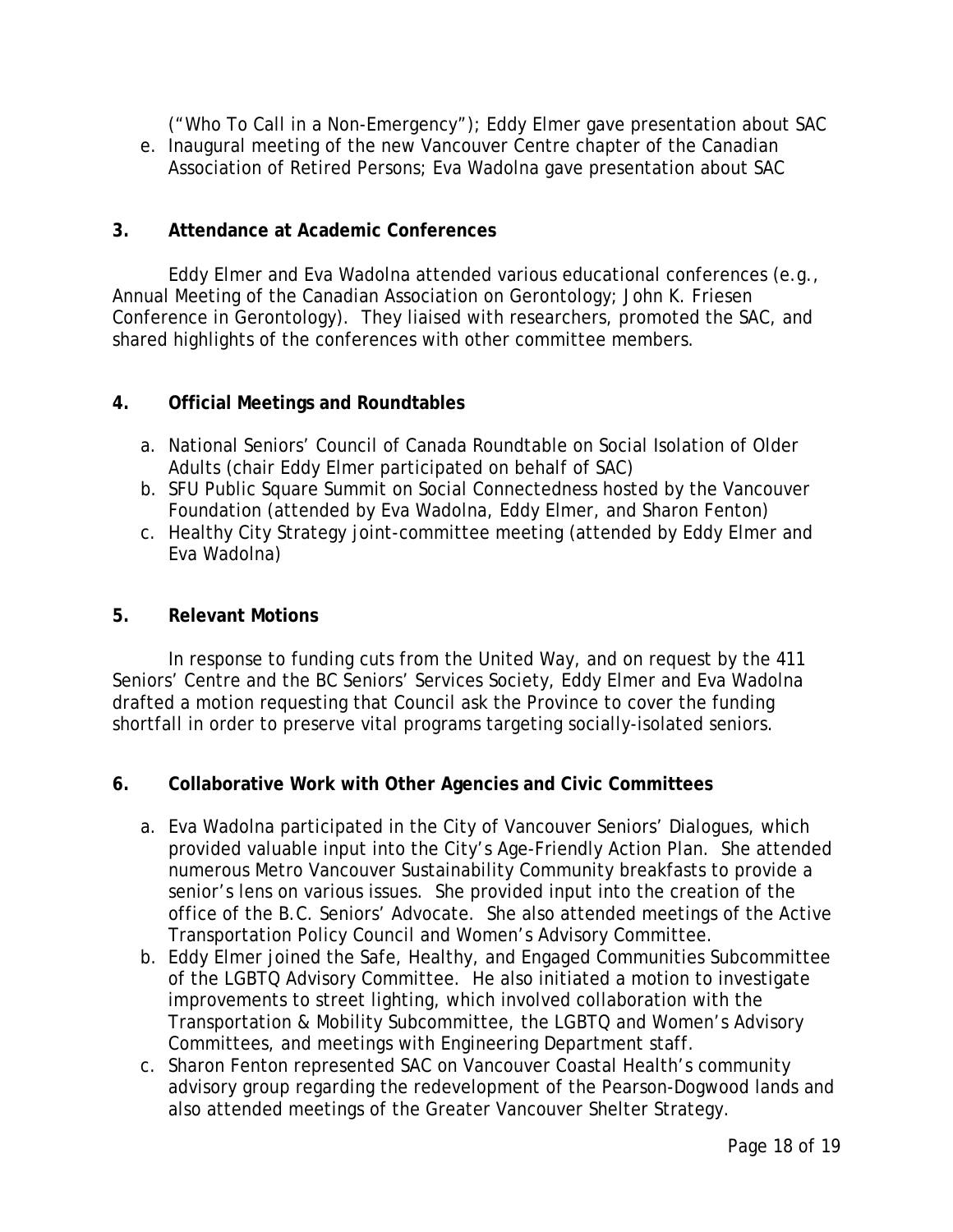("Who To Call in a Non-Emergency"); Eddy Elmer gave presentation about SAC

e. Inaugural meeting of the new Vancouver Centre chapter of the Canadian Association of Retired Persons; Eva Wadolna gave presentation about SAC

**3. Attendance at Academic Conferences**

Eddy Elmer and Eva Wadolna attended various educational conferences (e.g., Annual Meeting of the Canadian Association on Gerontology; John K. Friesen Conference in Gerontology). They liaised with researchers, promoted the SAC, and shared highlights of the conferences with other committee members.

**4. Official Meetings and Roundtables**

a. National Seniors' Council of Canada Roundtable on Social Isolation of Older Adults (chair Eddy Elmer participated on behalf of SAC)
b. SFU Public Square Summit on Social Connectedness hosted by the Vancouver Foundation (attended by Eva Wadolna, Eddy Elmer, and Sharon Fenton)
c. Healthy City Strategy joint-committee meeting (attended by Eddy Elmer and Eva Wadolna)

**5. Relevant Motions**

In response to funding cuts from the United Way, and on request by the 411 Seniors' Centre and the BC Seniors' Services Society, Eddy Elmer and Eva Wadolna drafted a motion requesting that Council ask the Province to cover the funding shortfall in order to preserve vital programs targeting socially-isolated seniors.

**6. Collaborative Work with Other Agencies and Civic Committees**

a. Eva Wadolna participated in the City of Vancouver Seniors' Dialogues, which provided valuable input into the City's Age-Friendly Action Plan. She attended numerous Metro Vancouver Sustainability Community breakfasts to provide a senior's lens on various issues. She provided input into the creation of the office of the B.C. Seniors' Advocate. She also attended meetings of the Active Transportation Policy Council and Women's Advisory Committee.
b. Eddy Elmer joined the Safe, Healthy, and Engaged Communities Subcommittee of the LGBTQ Advisory Committee. He also initiated a motion to investigate improvements to street lighting, which involved collaboration with the Transportation & Mobility Subcommittee, the LGBTQ and Women's Advisory Committees, and meetings with Engineering Department staff.
c. Sharon Fenton represented SAC on Vancouver Coastal Health's community advisory group regarding the redevelopment of the Pearson-Dogwood lands and also attended meetings of the Greater Vancouver Shelter Strategy.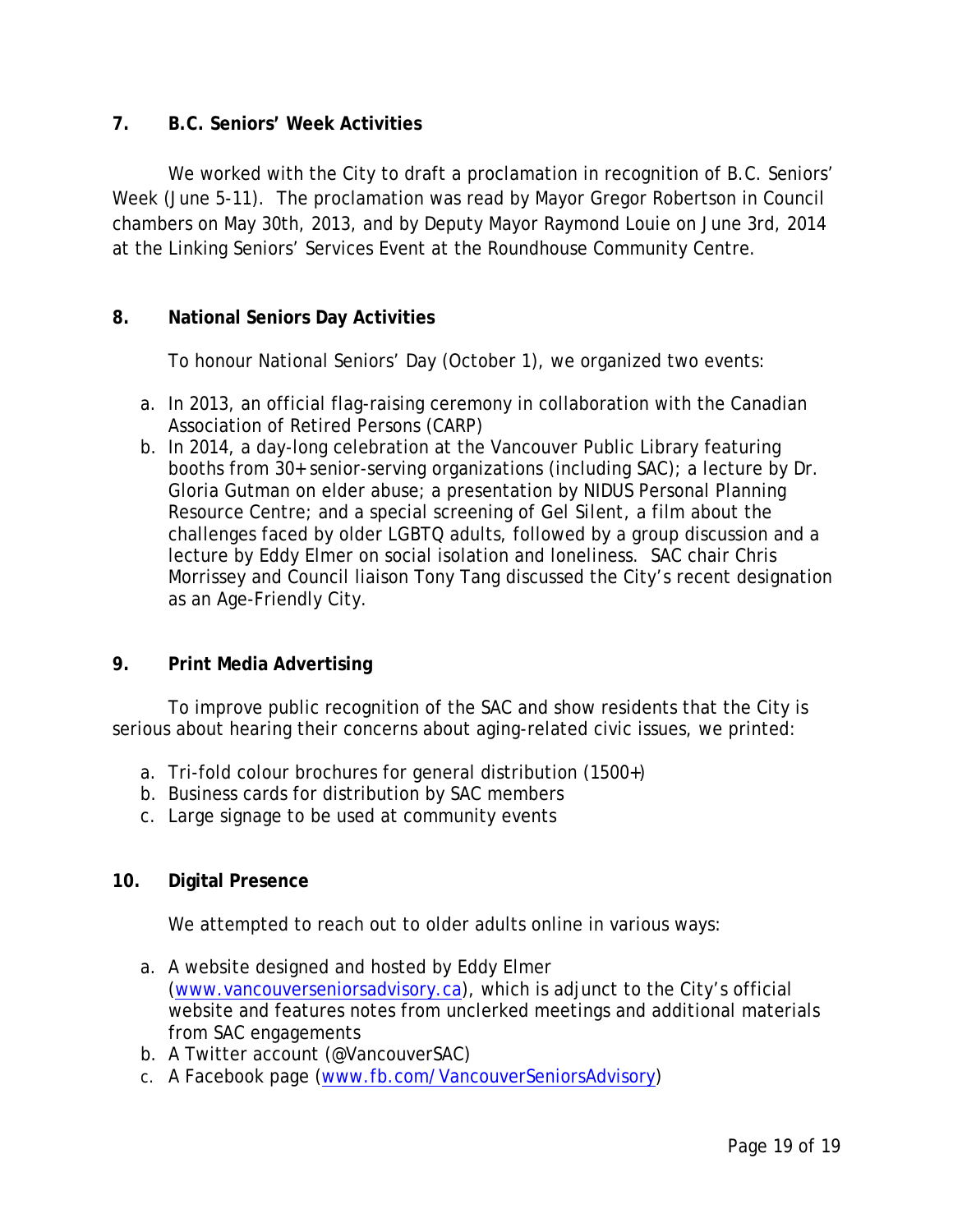**7. B.C. Seniors' Week Activities**

We worked with the City to draft a proclamation in recognition of B.C. Seniors' Week (June 5-11). The proclamation was read by Mayor Gregor Robertson in Council chambers on May 30th, 2013, and by Deputy Mayor Raymond Louie on June 3rd, 2014 at the Linking Seniors' Services Event at the Roundhouse Community Centre.

**8. National Seniors Day Activities**

To honour National Seniors' Day (October 1), we organized two events:

a. In 2013, an official flag-raising ceremony in collaboration with the Canadian Association of Retired Persons (CARP)
b. In 2014, a day-long celebration at the Vancouver Public Library featuring booths from 30+ senior-serving organizations (including SAC); a lecture by Dr. Gloria Gutman on elder abuse; a presentation by NIDUS Personal Planning Resource Centre; and a special screening of *Gel Silent*, a film about the challenges faced by older LGBTQ adults, followed by a group discussion and a lecture by Eddy Elmer on social isolation and loneliness. SAC chair Chris Morrissey and Council liaison Tony Tang discussed the City's recent designation as an Age-Friendly City.

**9. Print Media Advertising**

To improve public recognition of the SAC and show residents that the City is serious about hearing their concerns about aging-related civic issues, we printed:

a. Tri-fold colour brochures for general distribution (1500+)
b. Business cards for distribution by SAC members
c. Large signage to be used at community events

**10. Digital Presence**

We attempted to reach out to older adults online in various ways:

a. A website designed and hosted by Eddy Elmer (www.vancouverseniorsadvisory.ca), which is adjunct to the City's official website and features notes from unclerked meetings and additional materials from SAC engagements
b. A Twitter account (@VancouverSAC)
c. A Facebook page (www.fb.com/VancouverSeniorsAdvisory)